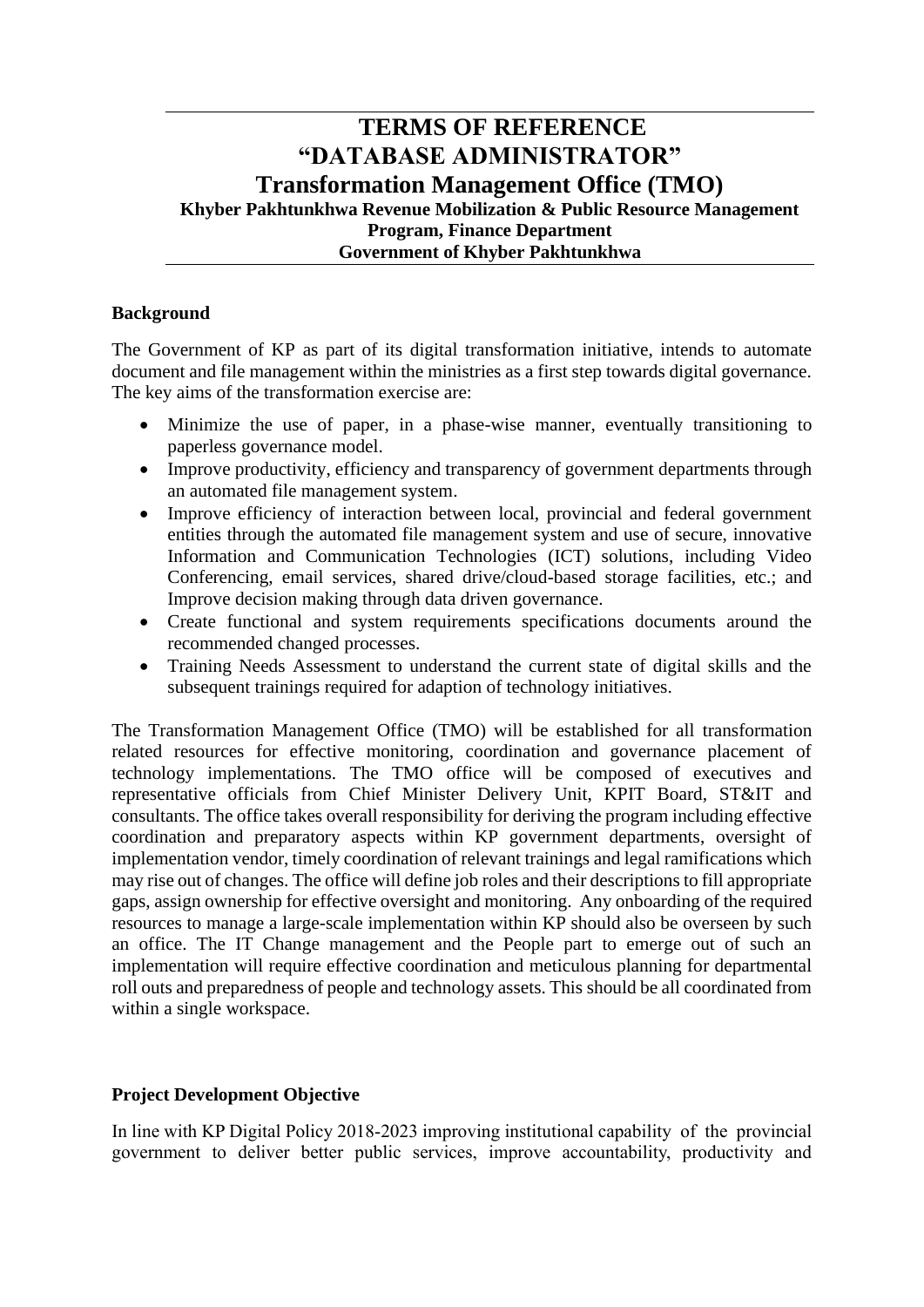# TERMS OF REFERENCE
# "DATABASE ADMINISTRATOR"
## Transformation Management Office (TMO)
### Khyber Pakhtunkhwa Revenue Mobilization & Public Resource Management Program, Finance Department
### Government of Khyber Pakhtunkhwa

**Background**

The Government of KP as part of its digital transformation initiative, intends to automate document and file management within the ministries as a first step towards digital governance. The key aims of the transformation exercise are:

- Minimize the use of paper, in a phase-wise manner, eventually transitioning to paperless governance model.
- Improve productivity, efficiency and transparency of government departments through an automated file management system.
- Improve efficiency of interaction between local, provincial and federal government entities through the automated file management system and use of secure, innovative Information and Communication Technologies (ICT) solutions, including Video Conferencing, email services, shared drive/cloud-based storage facilities, etc.; and Improve decision making through data driven governance.
- Create functional and system requirements specifications documents around the recommended changed processes.
- Training Needs Assessment to understand the current state of digital skills and the subsequent trainings required for adaption of technology initiatives.

The Transformation Management Office (TMO) will be established for all transformation related resources for effective monitoring, coordination and governance placement of technology implementations. The TMO office will be composed of executives and representative officials from Chief Minister Delivery Unit, KPIT Board, ST&IT and consultants. The office takes overall responsibility for deriving the program including effective coordination and preparatory aspects within KP government departments, oversight of implementation vendor, timely coordination of relevant trainings and legal ramifications which may rise out of changes. The office will define job roles and their descriptions to fill appropriate gaps, assign ownership for effective oversight and monitoring. Any onboarding of the required resources to manage a large-scale implementation within KP should also be overseen by such an office. The IT Change management and the People part to emerge out of such an implementation will require effective coordination and meticulous planning for departmental roll outs and preparedness of people and technology assets. This should be all coordinated from within a single workspace.

**Project Development Objective**

In line with KP Digital Policy 2018-2023 improving institutional capability of the provincial government to deliver better public services, improve accountability, productivity and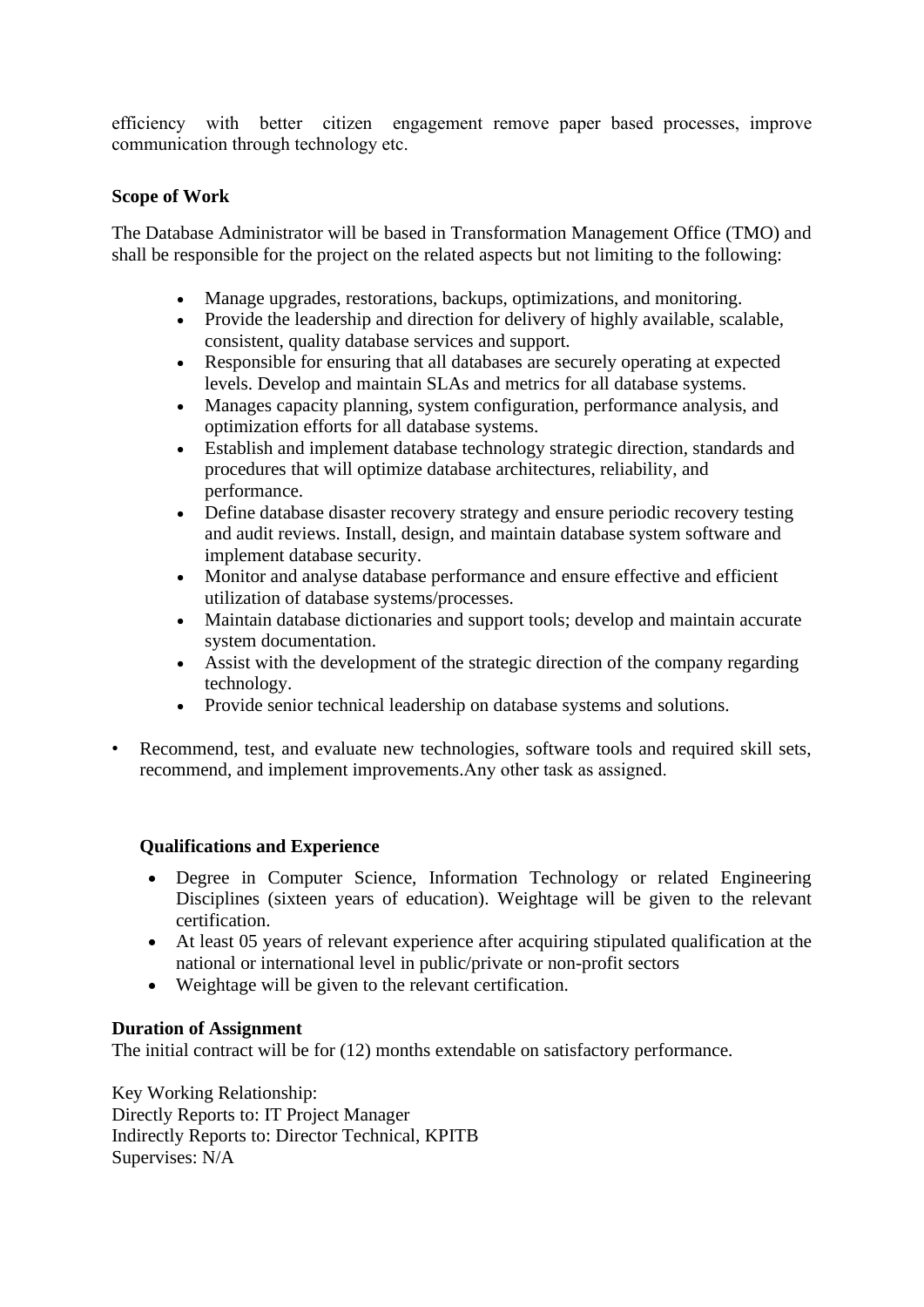efficiency with better citizen engagement remove paper based processes, improve communication through technology etc.

**Scope of Work**

The Database Administrator will be based in Transformation Management Office (TMO) and shall be responsible for the project on the related aspects but not limiting to the following:

- Manage upgrades, restorations, backups, optimizations, and monitoring.
- Provide the leadership and direction for delivery of highly available, scalable, consistent, quality database services and support.
- Responsible for ensuring that all databases are securely operating at expected levels. Develop and maintain SLAs and metrics for all database systems.
- Manages capacity planning, system configuration, performance analysis, and optimization efforts for all database systems.
- Establish and implement database technology strategic direction, standards and procedures that will optimize database architectures, reliability, and performance.
- Define database disaster recovery strategy and ensure periodic recovery testing and audit reviews. Install, design, and maintain database system software and implement database security.
- Monitor and analyse database performance and ensure effective and efficient utilization of database systems/processes.
- Maintain database dictionaries and support tools; develop and maintain accurate system documentation.
- Assist with the development of the strategic direction of the company regarding technology.
- Provide senior technical leadership on database systems and solutions.

- Recommend, test, and evaluate new technologies, software tools and required skill sets, recommend, and implement improvements.Any other task as assigned.

**Qualifications and Experience**

- Degree in Computer Science, Information Technology or related Engineering Disciplines (sixteen years of education). Weightage will be given to the relevant certification.
- At least 05 years of relevant experience after acquiring stipulated qualification at the national or international level in public/private or non-profit sectors
- Weightage will be given to the relevant certification.

**Duration of Assignment**

The initial contract will be for (12) months extendable on satisfactory performance.

Key Working Relationship:
Directly Reports to: IT Project Manager
Indirectly Reports to: Director Technical, KPITB
Supervises: N/A